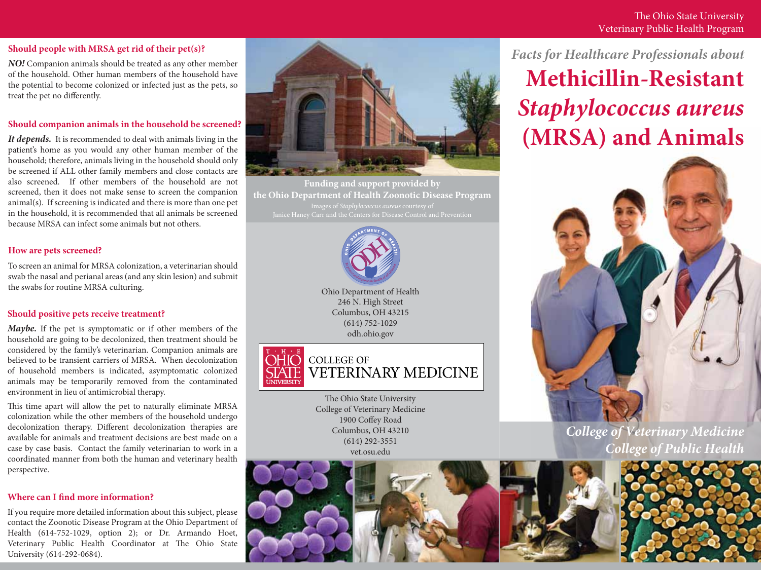## Should people with MRSA get rid of their pet(s)?

***NO!*** Companion animals should be treated as any other member of the household. Other human members of the household have the potential to become colonized or infected just as the pets, so treat the pet no differently.

## Should companion animals in the household be screened?

***It depends.*** It is recommended to deal with animals living in the patient's home as you would any other human member of the household; therefore, animals living in the household should only be screened if ALL other family members and close contacts are also screened. If other members of the household are not screened, then it does not make sense to screen the companion animal(s). If screening is indicated and there is more than one pet in the household, it is recommended that all animals be screened because MRSA can infect some animals but not others.

## How are pets screened?

To screen an animal for MRSA colonization, a veterinarian should swab the nasal and perianal areas (and any skin lesion) and submit the swabs for routine MRSA culturing.

## Should positive pets receive treatment?

***Maybe.*** If the pet is symptomatic or if other members of the household are going to be decolonized, then treatment should be considered by the family's veterinarian. Companion animals are believed to be transient carriers of MRSA. When decolonization of household members is indicated, asymptomatic colonized animals may be temporarily removed from the contaminated environment in lieu of antimicrobial therapy.

This time apart will allow the pet to naturally eliminate MRSA colonization while the other members of the household undergo decolonization therapy. Different decolonization therapies are available for animals and treatment decisions are best made on a case by case basis. Contact the family veterinarian to work in a coordinated manner from both the human and veterinary health perspective.

## Where can I find more information?

If you require more detailed information about this subject, please contact the Zoonotic Disease Program at the Ohio Department of Health (614-752-1029, option 2); or Dr. Armando Hoet, Veterinary Public Health Coordinator at The Ohio State University (614-292-0684).

**Funding and support provided by the Ohio Department of Health Zoonotic Disease Program**

Images of *Staphylococcus aureus* courtesy of Janice Haney Carr and the Centers for Disease Control and Prevention

Ohio Department of Health
246 N. High Street
Columbus, OH 43215
(614) 752-1029
odh.ohio.gov

The Ohio State University College of Veterinary Medicine

The Ohio State University
College of Veterinary Medicine
1900 Coffey Road
Columbus, OH 43210
(614) 292-3551
vet.osu.edu

The Ohio State University
Veterinary Public Health Program

*Facts for Healthcare Professionals about*

# Methicillin-Resistant *Staphylococcus aureus* (MRSA) and Animals

*College of Veterinary Medicine*
*College of Public Health*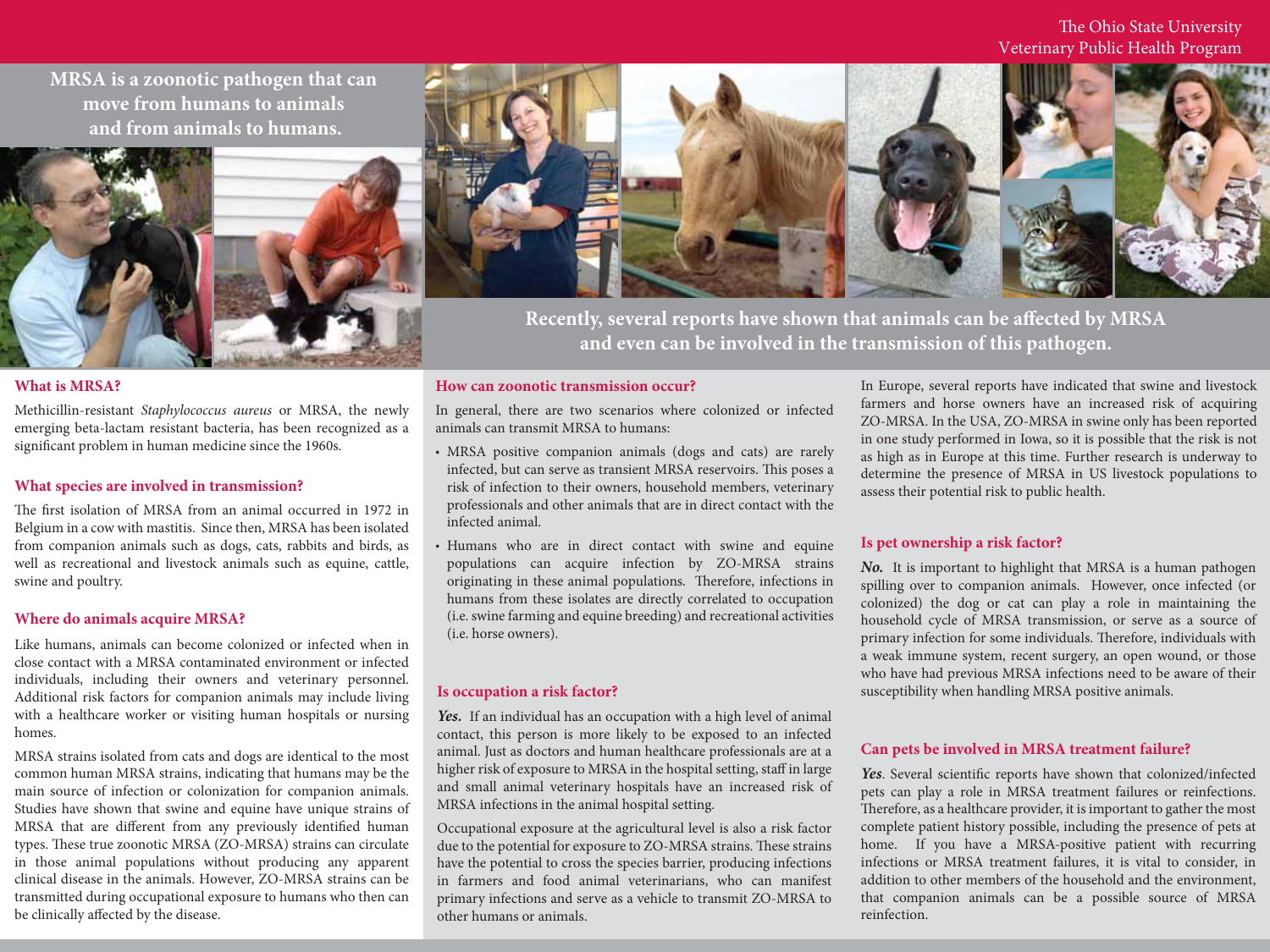The Ohio State University
Veterinary Public Health Program

**MRSA is a zoonotic pathogen that can move from humans to animals and from animals to humans.**

**Recently, several reports have shown that animals can be affected by MRSA and even can be involved in the transmission of this pathogen.**

## What is MRSA?

Methicillin-resistant *Staphylococcus aureus* or MRSA, the newly emerging beta-lactam resistant bacteria, has been recognized as a significant problem in human medicine since the 1960s.

## What species are involved in transmission?

The first isolation of MRSA from an animal occurred in 1972 in Belgium in a cow with mastitis. Since then, MRSA has been isolated from companion animals such as dogs, cats, rabbits and birds, as well as recreational and livestock animals such as equine, cattle, swine and poultry.

## Where do animals acquire MRSA?

Like humans, animals can become colonized or infected when in close contact with a MRSA contaminated environment or infected individuals, including their owners and veterinary personnel. Additional risk factors for companion animals may include living with a healthcare worker or visiting human hospitals or nursing homes.

MRSA strains isolated from cats and dogs are identical to the most common human MRSA strains, indicating that humans may be the main source of infection or colonization for companion animals. Studies have shown that swine and equine have unique strains of MRSA that are different from any previously identified human types. These true zoonotic MRSA (ZO-MRSA) strains can circulate in those animal populations without producing any apparent clinical disease in the animals. However, ZO-MRSA strains can be transmitted during occupational exposure to humans who then can be clinically affected by the disease.

## How can zoonotic transmission occur?

In general, there are two scenarios where colonized or infected animals can transmit MRSA to humans:

- MRSA positive companion animals (dogs and cats) are rarely infected, but can serve as transient MRSA reservoirs. This poses a risk of infection to their owners, household members, veterinary professionals and other animals that are in direct contact with the infected animal.
- Humans who are in direct contact with swine and equine populations can acquire infection by ZO-MRSA strains originating in these animal populations. Therefore, infections in humans from these isolates are directly correlated to occupation (i.e. swine farming and equine breeding) and recreational activities (i.e. horse owners).

## Is occupation a risk factor?

***Yes.*** If an individual has an occupation with a high level of animal contact, this person is more likely to be exposed to an infected animal. Just as doctors and human healthcare professionals are at a higher risk of exposure to MRSA in the hospital setting, staff in large and small animal veterinary hospitals have an increased risk of MRSA infections in the animal hospital setting.

Occupational exposure at the agricultural level is also a risk factor due to the potential for exposure to ZO-MRSA strains. These strains have the potential to cross the species barrier, producing infections in farmers and food animal veterinarians, who can manifest primary infections and serve as a vehicle to transmit ZO-MRSA to other humans or animals.

In Europe, several reports have indicated that swine and livestock farmers and horse owners have an increased risk of acquiring ZO-MRSA. In the USA, ZO-MRSA in swine only has been reported in one study performed in Iowa, so it is possible that the risk is not as high as in Europe at this time. Further research is underway to determine the presence of MRSA in US livestock populations to assess their potential risk to public health.

## Is pet ownership a risk factor?

***No.*** It is important to highlight that MRSA is a human pathogen spilling over to companion animals. However, once infected (or colonized) the dog or cat can play a role in maintaining the household cycle of MRSA transmission, or serve as a source of primary infection for some individuals. Therefore, individuals with a weak immune system, recent surgery, an open wound, or those who have had previous MRSA infections need to be aware of their susceptibility when handling MRSA positive animals.

## Can pets be involved in MRSA treatment failure?

***Yes***. Several scientific reports have shown that colonized/infected pets can play a role in MRSA treatment failures or reinfections. Therefore, as a healthcare provider, it is important to gather the most complete patient history possible, including the presence of pets at home. If you have a MRSA-positive patient with recurring infections or MRSA treatment failures, it is vital to consider, in addition to other members of the household and the environment, that companion animals can be a possible source of MRSA reinfection.